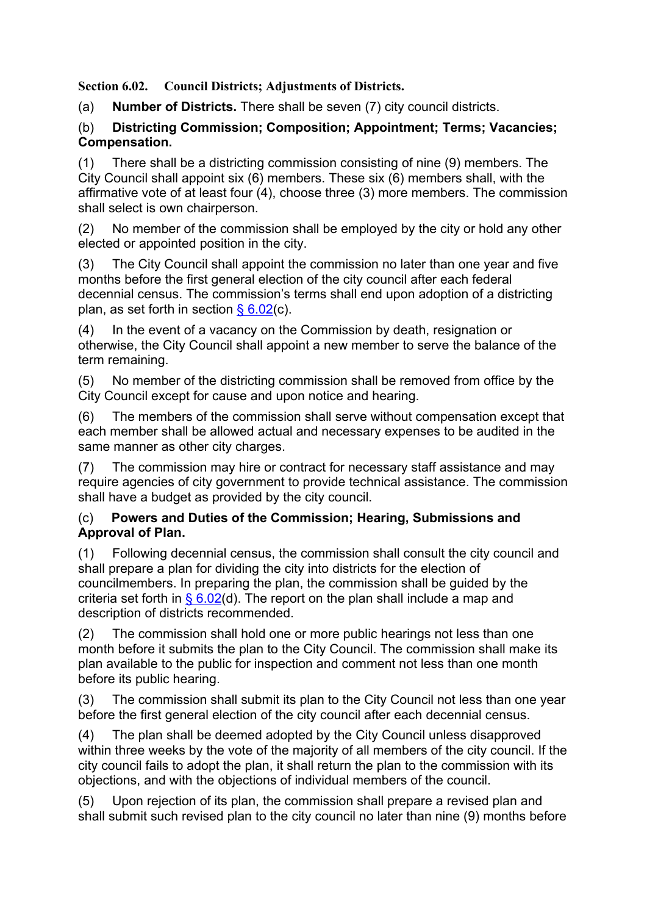**Section 6.02. Council Districts; Adjustments of Districts.**

(a) **Number of Districts.** There shall be seven (7) city council districts.

(b) **Districting Commission; Composition; Appointment; Terms; Vacancies; Compensation.**

(1) There shall be a districting commission consisting of nine (9) members. The City Council shall appoint six (6) members. These six (6) members shall, with the affirmative vote of at least four (4), choose three (3) more members. The commission shall select is own chairperson.

(2) No member of the commission shall be employed by the city or hold any other elected or appointed position in the city.

(3) The City Council shall appoint the commission no later than one year and five months before the first general election of the city council after each federal decennial census. The commission's terms shall end upon adoption of a districting plan, as set forth in section [§ 6.02](c).

(4) In the event of a vacancy on the Commission by death, resignation or otherwise, the City Council shall appoint a new member to serve the balance of the term remaining.

(5) No member of the districting commission shall be removed from office by the City Council except for cause and upon notice and hearing.

(6) The members of the commission shall serve without compensation except that each member shall be allowed actual and necessary expenses to be audited in the same manner as other city charges.

(7) The commission may hire or contract for necessary staff assistance and may require agencies of city government to provide technical assistance. The commission shall have a budget as provided by the city council.

(c) **Powers and Duties of the Commission; Hearing, Submissions and Approval of Plan.**

(1) Following decennial census, the commission shall consult the city council and shall prepare a plan for dividing the city into districts for the election of councilmembers. In preparing the plan, the commission shall be guided by the criteria set forth in [§ 6.02](d). The report on the plan shall include a map and description of districts recommended.

(2) The commission shall hold one or more public hearings not less than one month before it submits the plan to the City Council. The commission shall make its plan available to the public for inspection and comment not less than one month before its public hearing.

(3) The commission shall submit its plan to the City Council not less than one year before the first general election of the city council after each decennial census.

(4) The plan shall be deemed adopted by the City Council unless disapproved within three weeks by the vote of the majority of all members of the city council. If the city council fails to adopt the plan, it shall return the plan to the commission with its objections, and with the objections of individual members of the council.

(5) Upon rejection of its plan, the commission shall prepare a revised plan and shall submit such revised plan to the city council no later than nine (9) months before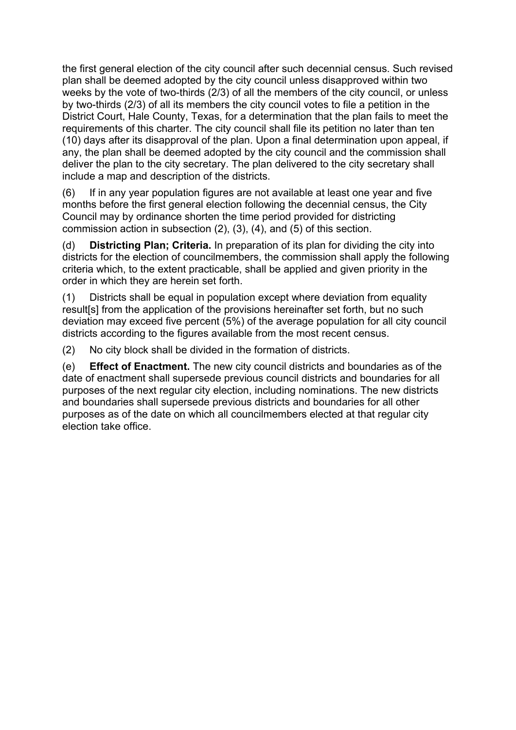the first general election of the city council after such decennial census. Such revised plan shall be deemed adopted by the city council unless disapproved within two weeks by the vote of two-thirds (2/3) of all the members of the city council, or unless by two-thirds (2/3) of all its members the city council votes to file a petition in the District Court, Hale County, Texas, for a determination that the plan fails to meet the requirements of this charter. The city council shall file its petition no later than ten (10) days after its disapproval of the plan. Upon a final determination upon appeal, if any, the plan shall be deemed adopted by the city council and the commission shall deliver the plan to the city secretary. The plan delivered to the city secretary shall include a map and description of the districts.

(6) If in any year population figures are not available at least one year and five months before the first general election following the decennial census, the City Council may by ordinance shorten the time period provided for districting commission action in subsection (2), (3), (4), and (5) of this section.

(d) **Districting Plan; Criteria.** In preparation of its plan for dividing the city into districts for the election of councilmembers, the commission shall apply the following criteria which, to the extent practicable, shall be applied and given priority in the order in which they are herein set forth.

(1) Districts shall be equal in population except where deviation from equality result[s] from the application of the provisions hereinafter set forth, but no such deviation may exceed five percent (5%) of the average population for all city council districts according to the figures available from the most recent census.

(2) No city block shall be divided in the formation of districts.

(e) **Effect of Enactment.** The new city council districts and boundaries as of the date of enactment shall supersede previous council districts and boundaries for all purposes of the next regular city election, including nominations. The new districts and boundaries shall supersede previous districts and boundaries for all other purposes as of the date on which all councilmembers elected at that regular city election take office.